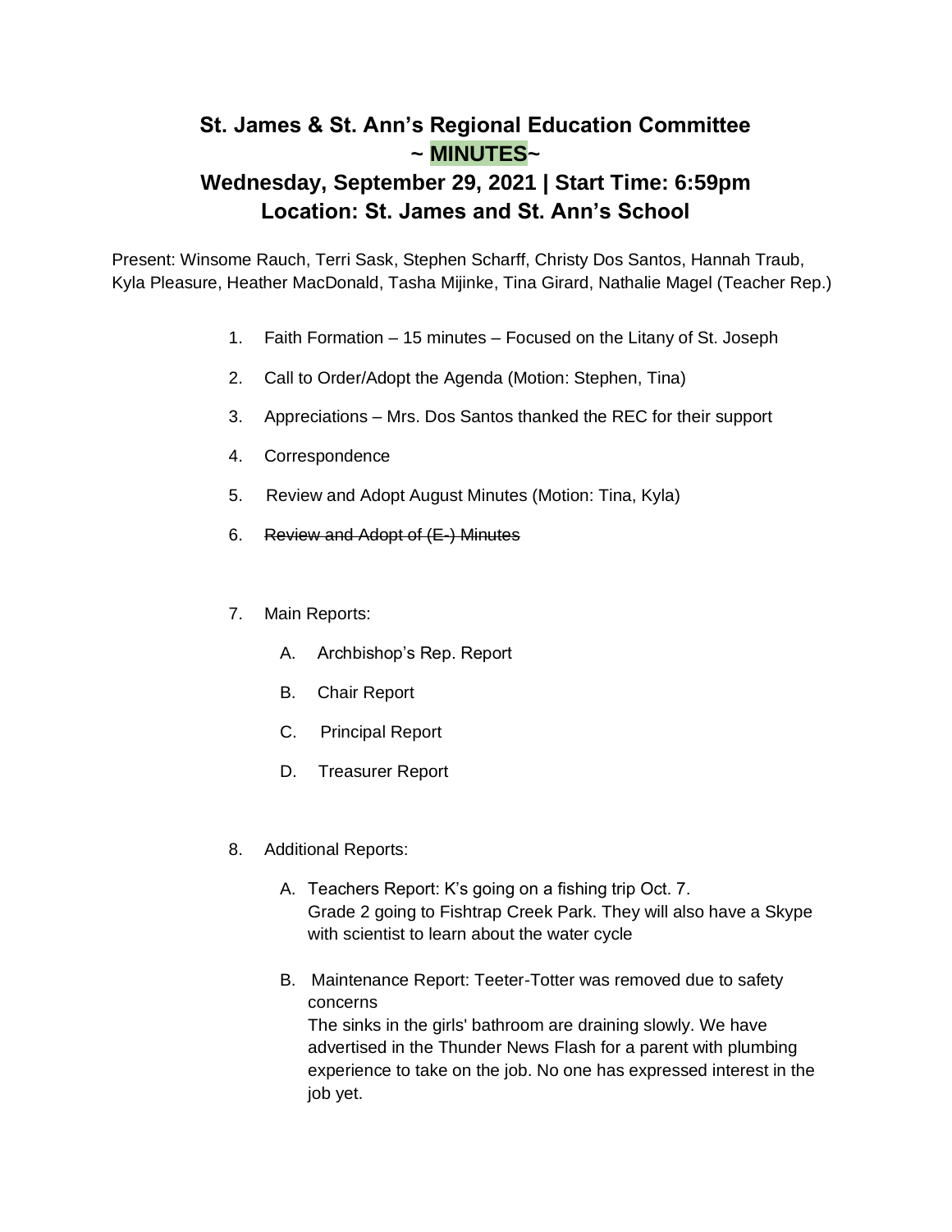# St. James & St. Ann's Regional Education Committee
# ~ MINUTES~
## Wednesday, September 29, 2021 | Start Time: 6:59pm
## Location: St. James and St. Ann's School

Present: Winsome Rauch, Terri Sask, Stephen Scharff, Christy Dos Santos, Hannah Traub, Kyla Pleasure, Heather MacDonald, Tasha Mijinke, Tina Girard, Nathalie Magel (Teacher Rep.)

1. Faith Formation – 15 minutes – Focused on the Litany of St. Joseph
2. Call to Order/Adopt the Agenda (Motion: Stephen, Tina)
3. Appreciations – Mrs. Dos Santos thanked the REC for their support
4. Correspondence
5. Review and Adopt August Minutes (Motion: Tina, Kyla)
6. ~~Review and Adopt of (E-) Minutes~~
7. Main Reports:
   A. Archbishop's Rep. Report
   B. Chair Report
   C. Principal Report
   D. Treasurer Report
8. Additional Reports:
   A. Teachers Report: K's going on a fishing trip Oct. 7.
      Grade 2 going to Fishtrap Creek Park. They will also have a Skype with scientist to learn about the water cycle
   B. Maintenance Report: Teeter-Totter was removed due to safety concerns
      The sinks in the girls' bathroom are draining slowly. We have advertised in the Thunder News Flash for a parent with plumbing experience to take on the job. No one has expressed interest in the job yet.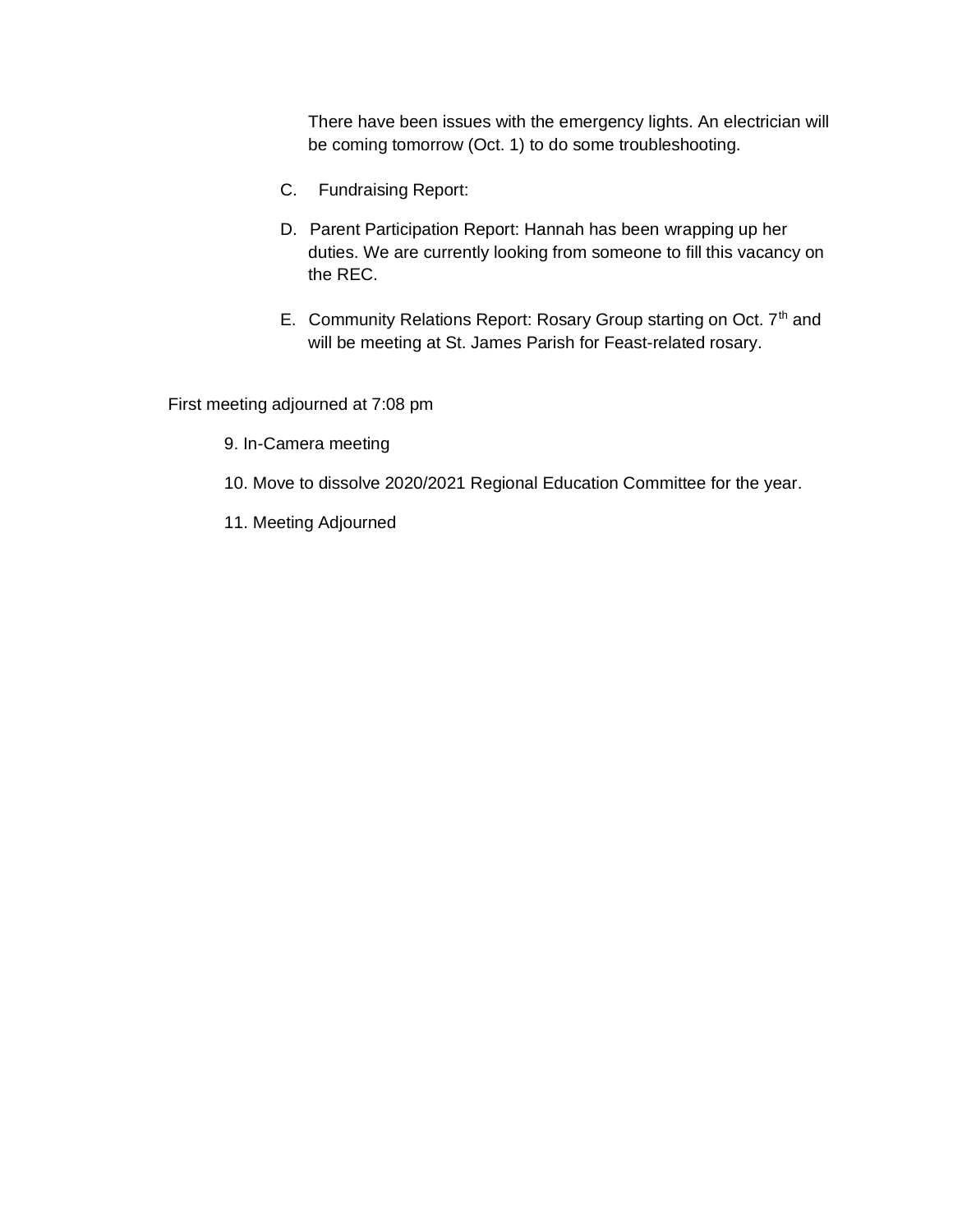There have been issues with the emergency lights. An electrician will be coming tomorrow (Oct. 1) to do some troubleshooting.

C. Fundraising Report:

D. Parent Participation Report: Hannah has been wrapping up her duties. We are currently looking from someone to fill this vacancy on the REC.

E. Community Relations Report: Rosary Group starting on Oct. 7th and will be meeting at St. James Parish for Feast-related rosary.

First meeting adjourned at 7:08 pm

9. In-Camera meeting

10. Move to dissolve 2020/2021 Regional Education Committee for the year.

11. Meeting Adjourned